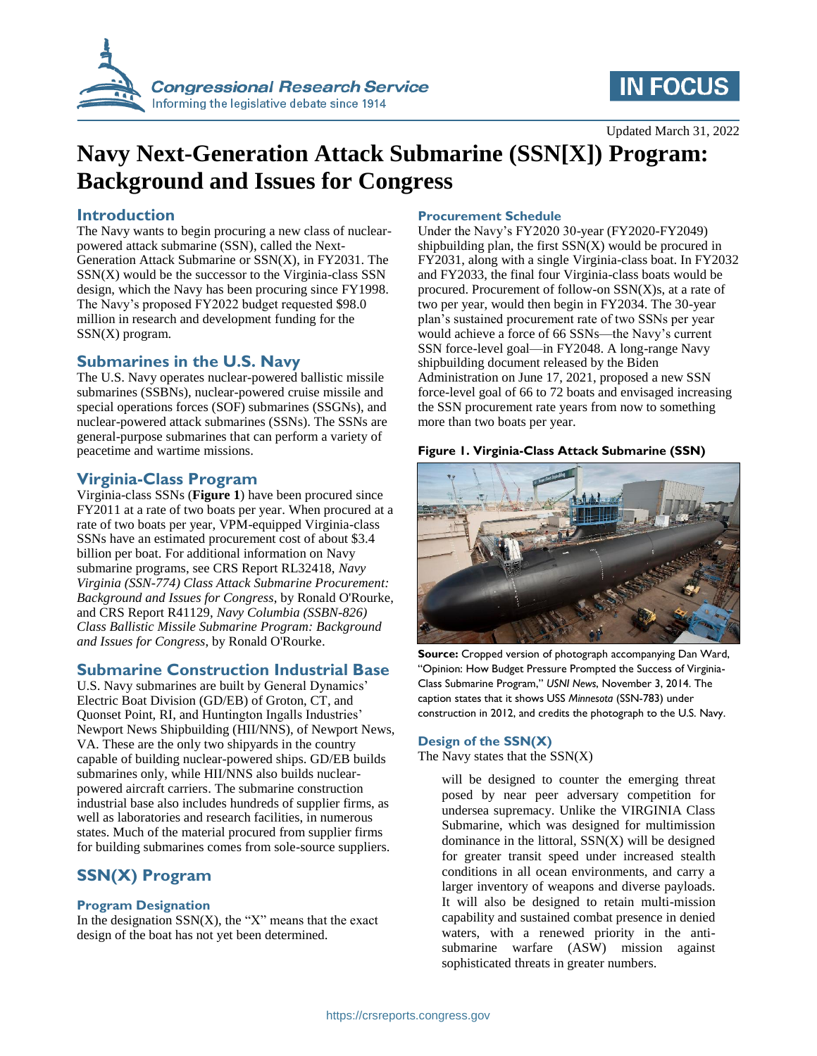IN FOCUS

Updated March 31, 2022

# Navy Next-Generation Attack Submarine (SSN[X]) Program: Background and Issues for Congress

## Introduction

The Navy wants to begin procuring a new class of nuclear-powered attack submarine (SSN), called the Next-Generation Attack Submarine or SSN(X), in FY2031. The SSN(X) would be the successor to the Virginia-class SSN design, which the Navy has been procuring since FY1998. The Navy's proposed FY2022 budget requested $98.0 million in research and development funding for the SSN(X) program.

## Submarines in the U.S. Navy

The U.S. Navy operates nuclear-powered ballistic missile submarines (SSBNs), nuclear-powered cruise missile and special operations forces (SOF) submarines (SSGNs), and nuclear-powered attack submarines (SSNs). The SSNs are general-purpose submarines that can perform a variety of peacetime and wartime missions.

## Virginia-Class Program

Virginia-class SSNs (**Figure 1**) have been procured since FY2011 at a rate of two boats per year. When procured at a rate of two boats per year, VPM-equipped Virginia-class SSNs have an estimated procurement cost of about $3.4 billion per boat. For additional information on Navy submarine programs, see CRS Report RL32418, *Navy Virginia (SSN-774) Class Attack Submarine Procurement: Background and Issues for Congress*, by Ronald O'Rourke, and CRS Report R41129, *Navy Columbia (SSBN-826) Class Ballistic Missile Submarine Program: Background and Issues for Congress*, by Ronald O'Rourke.

## Submarine Construction Industrial Base

U.S. Navy submarines are built by General Dynamics' Electric Boat Division (GD/EB) of Groton, CT, and Quonset Point, RI, and Huntington Ingalls Industries' Newport News Shipbuilding (HII/NNS), of Newport News, VA. These are the only two shipyards in the country capable of building nuclear-powered ships. GD/EB builds submarines only, while HII/NNS also builds nuclear-powered aircraft carriers. The submarine construction industrial base also includes hundreds of supplier firms, as well as laboratories and research facilities, in numerous states. Much of the material procured from supplier firms for building submarines comes from sole-source suppliers.

## SSN(X) Program

### Program Designation

In the designation SSN(X), the "X" means that the exact design of the boat has not yet been determined.

### Procurement Schedule

Under the Navy's FY2020 30-year (FY2020-FY2049) shipbuilding plan, the first SSN(X) would be procured in FY2031, along with a single Virginia-class boat. In FY2032 and FY2033, the final four Virginia-class boats would be procured. Procurement of follow-on SSN(X)s, at a rate of two per year, would then begin in FY2034. The 30-year plan's sustained procurement rate of two SSNs per year would achieve a force of 66 SSNs—the Navy's current SSN force-level goal—in FY2048. A long-range Navy shipbuilding document released by the Biden Administration on June 17, 2021, proposed a new SSN force-level goal of 66 to 72 boats and envisaged increasing the SSN procurement rate years from now to something more than two boats per year.

**Figure 1. Virginia-Class Attack Submarine (SSN)**

**Source:** Cropped version of photograph accompanying Dan Ward, "Opinion: How Budget Pressure Prompted the Success of Virginia-Class Submarine Program," *USNI News*, November 3, 2014. The caption states that it shows USS *Minnesota* (SSN-783) under construction in 2012, and credits the photograph to the U.S. Navy.

### Design of the SSN(X)

The Navy states that the SSN(X)

> will be designed to counter the emerging threat posed by near peer adversary competition for undersea supremacy. Unlike the VIRGINIA Class Submarine, which was designed for multimission dominance in the littoral, SSN(X) will be designed for greater transit speed under increased stealth conditions in all ocean environments, and carry a larger inventory of weapons and diverse payloads. It will also be designed to retain multi-mission capability and sustained combat presence in denied waters, with a renewed priority in the anti-submarine warfare (ASW) mission against sophisticated threats in greater numbers.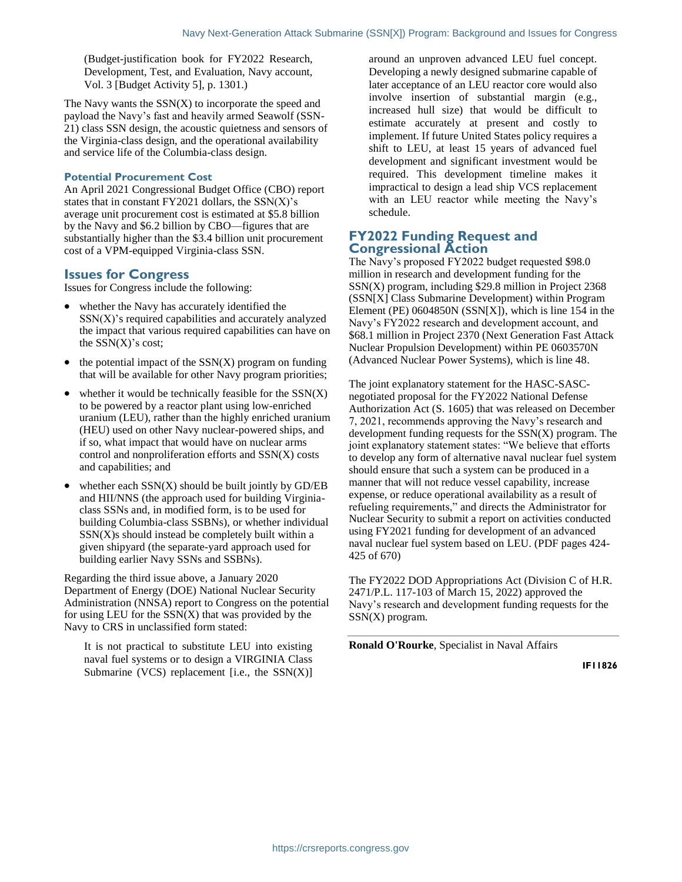(Budget-justification book for FY2022 Research, Development, Test, and Evaluation, Navy account, Vol. 3 [Budget Activity 5], p. 1301.)

The Navy wants the SSN(X) to incorporate the speed and payload the Navy's fast and heavily armed Seawolf (SSN-21) class SSN design, the acoustic quietness and sensors of the Virginia-class design, and the operational availability and service life of the Columbia-class design.

### Potential Procurement Cost

An April 2021 Congressional Budget Office (CBO) report states that in constant FY2021 dollars, the SSN(X)'s average unit procurement cost is estimated at $5.8 billion by the Navy and $6.2 billion by CBO—figures that are substantially higher than the $3.4 billion unit procurement cost of a VPM-equipped Virginia-class SSN.

## Issues for Congress

Issues for Congress include the following:

- whether the Navy has accurately identified the SSN(X)'s required capabilities and accurately analyzed the impact that various required capabilities can have on the SSN(X)'s cost;
- the potential impact of the SSN(X) program on funding that will be available for other Navy program priorities;
- whether it would be technically feasible for the SSN(X) to be powered by a reactor plant using low-enriched uranium (LEU), rather than the highly enriched uranium (HEU) used on other Navy nuclear-powered ships, and if so, what impact that would have on nuclear arms control and nonproliferation efforts and SSN(X) costs and capabilities; and
- whether each SSN(X) should be built jointly by GD/EB and HII/NNS (the approach used for building Virginia-class SSNs and, in modified form, is to be used for building Columbia-class SSBNs), or whether individual SSN(X)s should instead be completely built within a given shipyard (the separate-yard approach used for building earlier Navy SSNs and SSBNs).

Regarding the third issue above, a January 2020 Department of Energy (DOE) National Nuclear Security Administration (NNSA) report to Congress on the potential for using LEU for the SSN(X) that was provided by the Navy to CRS in unclassified form stated:

> It is not practical to substitute LEU into existing naval fuel systems or to design a VIRGINIA Class Submarine (VCS) replacement [i.e., the SSN(X)] around an unproven advanced LEU fuel concept. Developing a newly designed submarine capable of later acceptance of an LEU reactor core would also involve insertion of substantial margin (e.g., increased hull size) that would be difficult to estimate accurately at present and costly to implement. If future United States policy requires a shift to LEU, at least 15 years of advanced fuel development and significant investment would be required. This development timeline makes it impractical to design a lead ship VCS replacement with an LEU reactor while meeting the Navy's schedule.

## FY2022 Funding Request and Congressional Action

The Navy's proposed FY2022 budget requested $98.0 million in research and development funding for the SSN(X) program, including $29.8 million in Project 2368 (SSN[X] Class Submarine Development) within Program Element (PE) 0604850N (SSN[X]), which is line 154 in the Navy's FY2022 research and development account, and $68.1 million in Project 2370 (Next Generation Fast Attack Nuclear Propulsion Development) within PE 0603570N (Advanced Nuclear Power Systems), which is line 48.

The joint explanatory statement for the HASC-SASC-negotiated proposal for the FY2022 National Defense Authorization Act (S. 1605) that was released on December 7, 2021, recommends approving the Navy's research and development funding requests for the SSN(X) program. The joint explanatory statement states: "We believe that efforts to develop any form of alternative naval nuclear fuel system should ensure that such a system can be produced in a manner that will not reduce vessel capability, increase expense, or reduce operational availability as a result of refueling requirements," and directs the Administrator for Nuclear Security to submit a report on activities conducted using FY2021 funding for development of an advanced naval nuclear fuel system based on LEU. (PDF pages 424-425 of 670)

The FY2022 DOD Appropriations Act (Division C of H.R. 2471/P.L. 117-103 of March 15, 2022) approved the Navy's research and development funding requests for the SSN(X) program.

---

**Ronald O'Rourke**, Specialist in Naval Affairs

**IF11826**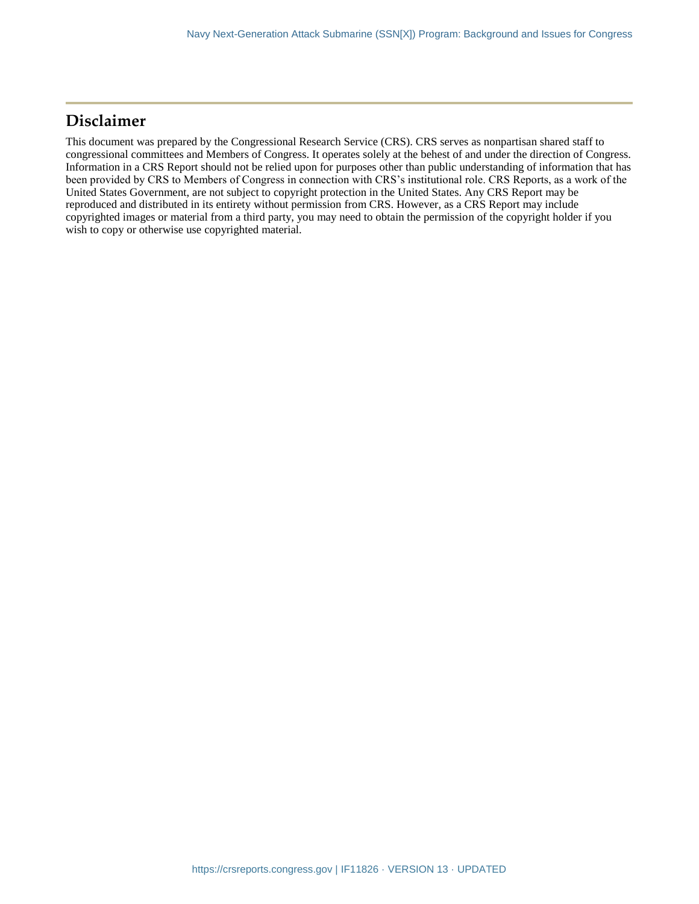## Disclaimer

This document was prepared by the Congressional Research Service (CRS). CRS serves as nonpartisan shared staff to congressional committees and Members of Congress. It operates solely at the behest of and under the direction of Congress. Information in a CRS Report should not be relied upon for purposes other than public understanding of information that has been provided by CRS to Members of Congress in connection with CRS's institutional role. CRS Reports, as a work of the United States Government, are not subject to copyright protection in the United States. Any CRS Report may be reproduced and distributed in its entirety without permission from CRS. However, as a CRS Report may include copyrighted images or material from a third party, you may need to obtain the permission of the copyright holder if you wish to copy or otherwise use copyrighted material.